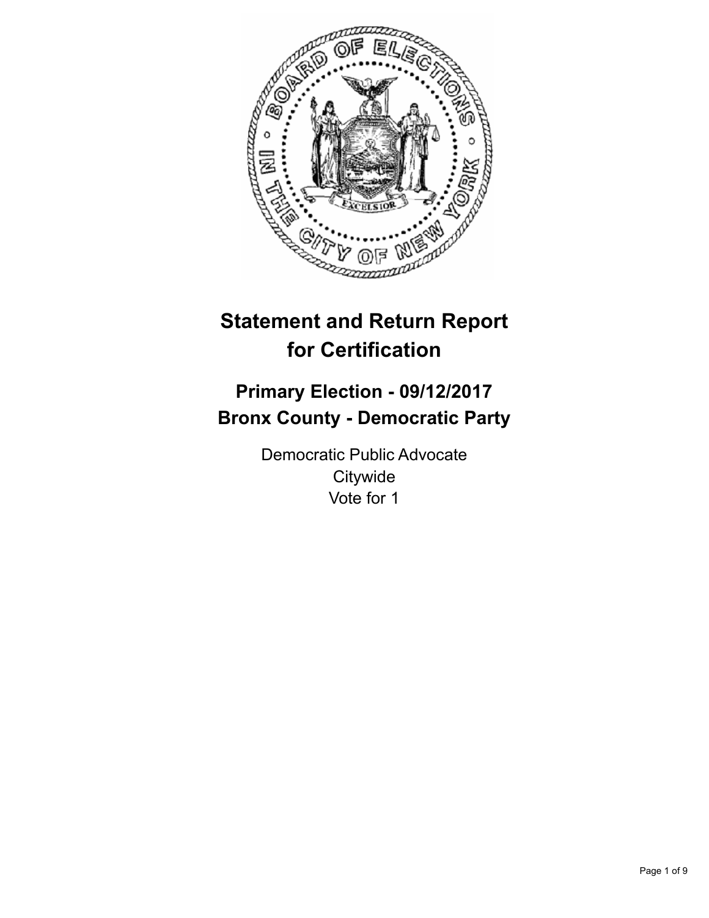# Statement and Return Report for Certification

## Primary Election - 09/12/2017
## Bronx County - Democratic Party

Democratic Public Advocate
Citywide
Vote for 1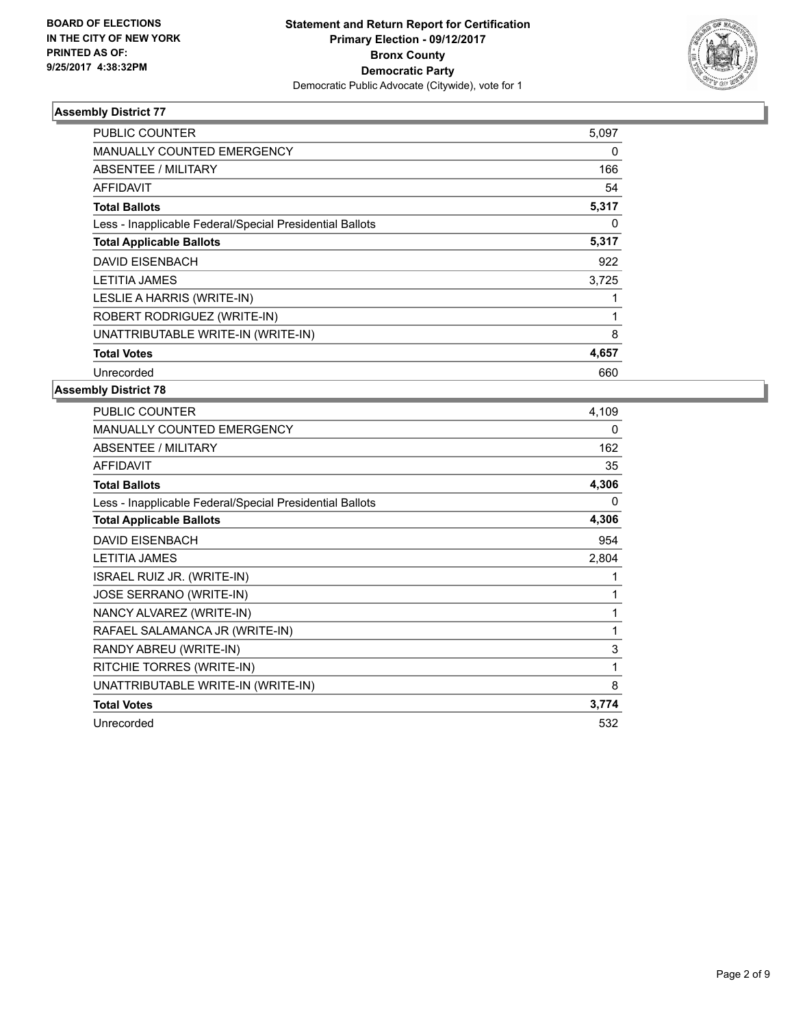**BOARD OF ELECTIONS
IN THE CITY OF NEW YORK
PRINTED AS OF:
9/25/2017 4:38:32PM**

**Statement and Return Report for Certification
Primary Election - 09/12/2017
Bronx County
Democratic Party**
Democratic Public Advocate (Citywide), vote for 1

### Assembly District 77

| | |
|---|---|
| PUBLIC COUNTER | 5,097 |
| MANUALLY COUNTED EMERGENCY | 0 |
| ABSENTEE / MILITARY | 166 |
| AFFIDAVIT | 54 |
| **Total Ballots** | **5,317** |
| Less - Inapplicable Federal/Special Presidential Ballots | 0 |
| **Total Applicable Ballots** | **5,317** |
| DAVID EISENBACH | 922 |
| LETITIA JAMES | 3,725 |
| LESLIE A HARRIS (WRITE-IN) | 1 |
| ROBERT RODRIGUEZ (WRITE-IN) | 1 |
| UNATTRIBUTABLE WRITE-IN (WRITE-IN) | 8 |
| **Total Votes** | **4,657** |
| Unrecorded | 660 |

### Assembly District 78

| | |
|---|---|
| PUBLIC COUNTER | 4,109 |
| MANUALLY COUNTED EMERGENCY | 0 |
| ABSENTEE / MILITARY | 162 |
| AFFIDAVIT | 35 |
| **Total Ballots** | **4,306** |
| Less - Inapplicable Federal/Special Presidential Ballots | 0 |
| **Total Applicable Ballots** | **4,306** |
| DAVID EISENBACH | 954 |
| LETITIA JAMES | 2,804 |
| ISRAEL RUIZ JR. (WRITE-IN) | 1 |
| JOSE SERRANO (WRITE-IN) | 1 |
| NANCY ALVAREZ (WRITE-IN) | 1 |
| RAFAEL SALAMANCA JR (WRITE-IN) | 1 |
| RANDY ABREU (WRITE-IN) | 3 |
| RITCHIE TORRES (WRITE-IN) | 1 |
| UNATTRIBUTABLE WRITE-IN (WRITE-IN) | 8 |
| **Total Votes** | **3,774** |
| Unrecorded | 532 |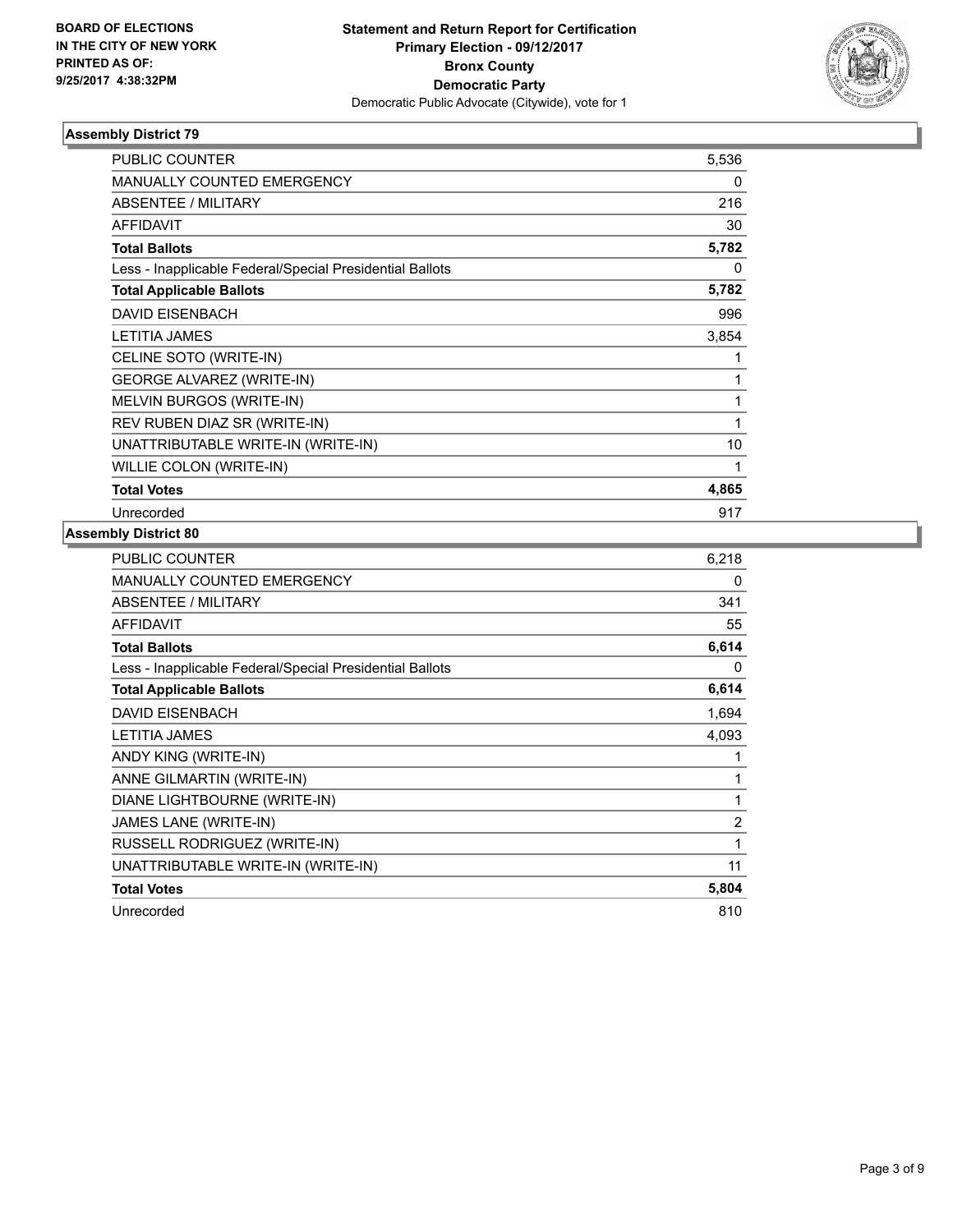**BOARD OF ELECTIONS IN THE CITY OF NEW YORK PRINTED AS OF: 9/25/2017 4:38:32PM**

**Statement and Return Report for Certification Primary Election - 09/12/2017 Bronx County Democratic Party**
Democratic Public Advocate (Citywide), vote for 1

### Assembly District 79

| | |
|---|---|
| PUBLIC COUNTER | 5,536 |
| MANUALLY COUNTED EMERGENCY | 0 |
| ABSENTEE / MILITARY | 216 |
| AFFIDAVIT | 30 |
| **Total Ballots** | **5,782** |
| Less - Inapplicable Federal/Special Presidential Ballots | 0 |
| **Total Applicable Ballots** | **5,782** |
| DAVID EISENBACH | 996 |
| LETITIA JAMES | 3,854 |
| CELINE SOTO (WRITE-IN) | 1 |
| GEORGE ALVAREZ (WRITE-IN) | 1 |
| MELVIN BURGOS (WRITE-IN) | 1 |
| REV RUBEN DIAZ SR (WRITE-IN) | 1 |
| UNATTRIBUTABLE WRITE-IN (WRITE-IN) | 10 |
| WILLIE COLON (WRITE-IN) | 1 |
| **Total Votes** | **4,865** |
| Unrecorded | 917 |

### Assembly District 80

| | |
|---|---|
| PUBLIC COUNTER | 6,218 |
| MANUALLY COUNTED EMERGENCY | 0 |
| ABSENTEE / MILITARY | 341 |
| AFFIDAVIT | 55 |
| **Total Ballots** | **6,614** |
| Less - Inapplicable Federal/Special Presidential Ballots | 0 |
| **Total Applicable Ballots** | **6,614** |
| DAVID EISENBACH | 1,694 |
| LETITIA JAMES | 4,093 |
| ANDY KING (WRITE-IN) | 1 |
| ANNE GILMARTIN (WRITE-IN) | 1 |
| DIANE LIGHTBOURNE (WRITE-IN) | 1 |
| JAMES LANE (WRITE-IN) | 2 |
| RUSSELL RODRIGUEZ (WRITE-IN) | 1 |
| UNATTRIBUTABLE WRITE-IN (WRITE-IN) | 11 |
| **Total Votes** | **5,804** |
| Unrecorded | 810 |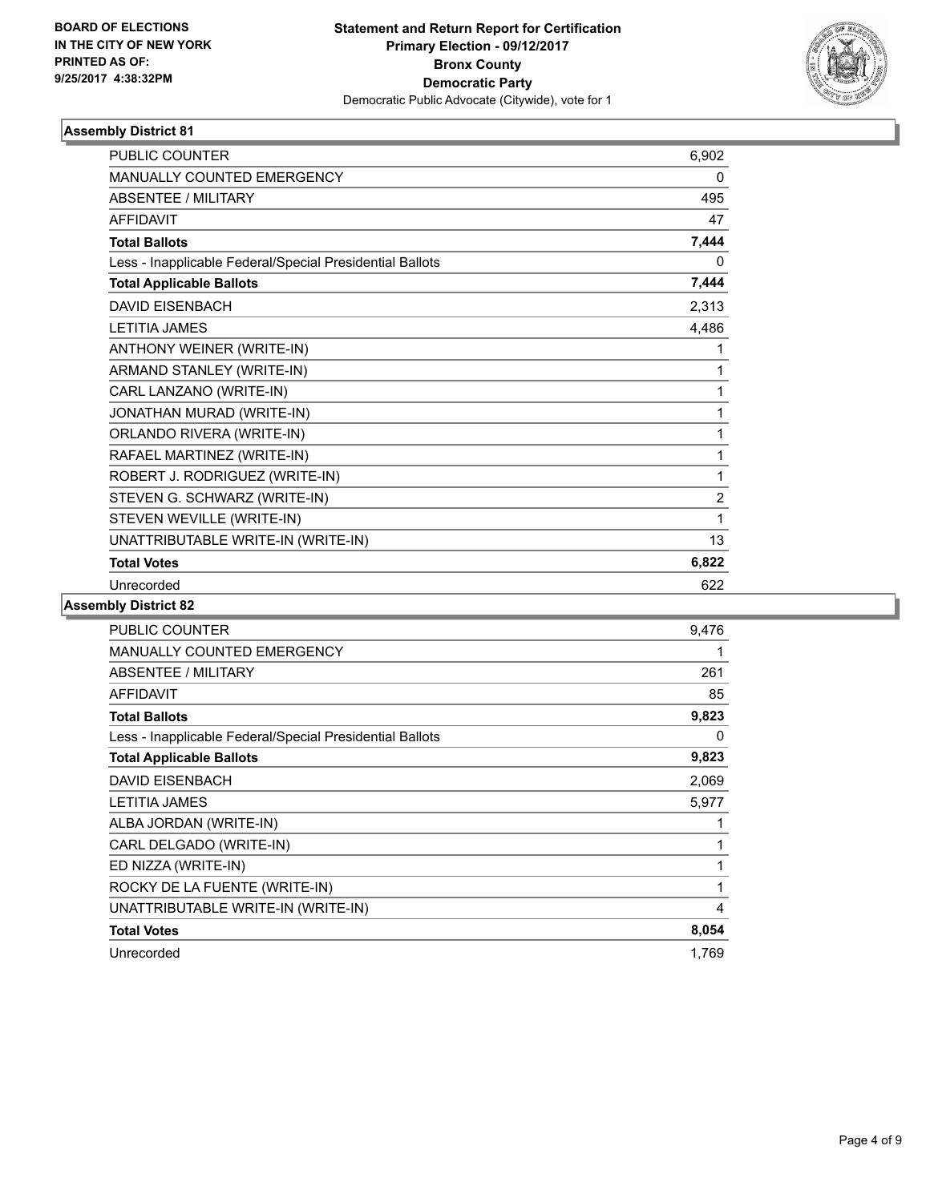BOARD OF ELECTIONS
IN THE CITY OF NEW YORK
PRINTED AS OF:
9/25/2017 4:38:32PM

**Statement and Return Report for Certification**
**Primary Election - 09/12/2017**
**Bronx County**
**Democratic Party**
Democratic Public Advocate (Citywide), vote for 1

### Assembly District 81

| | |
|---|---|
| PUBLIC COUNTER | 6,902 |
| MANUALLY COUNTED EMERGENCY | 0 |
| ABSENTEE / MILITARY | 495 |
| AFFIDAVIT | 47 |
| **Total Ballots** | **7,444** |
| Less - Inapplicable Federal/Special Presidential Ballots | 0 |
| **Total Applicable Ballots** | **7,444** |
| DAVID EISENBACH | 2,313 |
| LETITIA JAMES | 4,486 |
| ANTHONY WEINER (WRITE-IN) | 1 |
| ARMAND STANLEY (WRITE-IN) | 1 |
| CARL LANZANO (WRITE-IN) | 1 |
| JONATHAN MURAD (WRITE-IN) | 1 |
| ORLANDO RIVERA (WRITE-IN) | 1 |
| RAFAEL MARTINEZ (WRITE-IN) | 1 |
| ROBERT J. RODRIGUEZ (WRITE-IN) | 1 |
| STEVEN G. SCHWARZ (WRITE-IN) | 2 |
| STEVEN WEVILLE (WRITE-IN) | 1 |
| UNATTRIBUTABLE WRITE-IN (WRITE-IN) | 13 |
| **Total Votes** | **6,822** |
| Unrecorded | 622 |

### Assembly District 82

| | |
|---|---|
| PUBLIC COUNTER | 9,476 |
| MANUALLY COUNTED EMERGENCY | 1 |
| ABSENTEE / MILITARY | 261 |
| AFFIDAVIT | 85 |
| **Total Ballots** | **9,823** |
| Less - Inapplicable Federal/Special Presidential Ballots | 0 |
| **Total Applicable Ballots** | **9,823** |
| DAVID EISENBACH | 2,069 |
| LETITIA JAMES | 5,977 |
| ALBA JORDAN (WRITE-IN) | 1 |
| CARL DELGADO (WRITE-IN) | 1 |
| ED NIZZA (WRITE-IN) | 1 |
| ROCKY DE LA FUENTE (WRITE-IN) | 1 |
| UNATTRIBUTABLE WRITE-IN (WRITE-IN) | 4 |
| **Total Votes** | **8,054** |
| Unrecorded | 1,769 |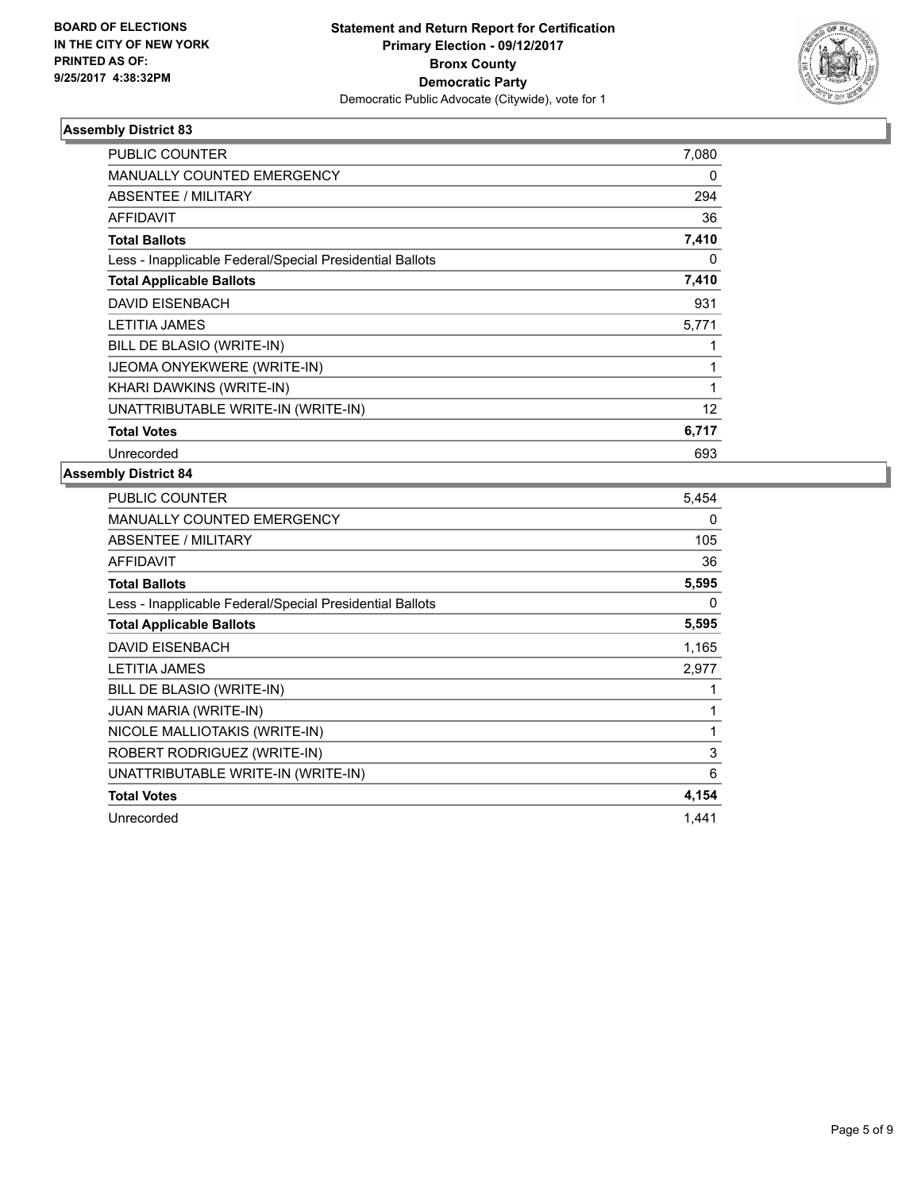BOARD OF ELECTIONS
IN THE CITY OF NEW YORK
PRINTED AS OF:
9/25/2017 4:38:32PM

**Statement and Return Report for Certification**
**Primary Election - 09/12/2017**
**Bronx County**
**Democratic Party**
Democratic Public Advocate (Citywide), vote for 1

### Assembly District 83

| | |
|---|---|
| PUBLIC COUNTER | 7,080 |
| MANUALLY COUNTED EMERGENCY | 0 |
| ABSENTEE / MILITARY | 294 |
| AFFIDAVIT | 36 |
| **Total Ballots** | **7,410** |
| Less - Inapplicable Federal/Special Presidential Ballots | 0 |
| **Total Applicable Ballots** | **7,410** |
| DAVID EISENBACH | 931 |
| LETITIA JAMES | 5,771 |
| BILL DE BLASIO (WRITE-IN) | 1 |
| IJEOMA ONYEKWERE (WRITE-IN) | 1 |
| KHARI DAWKINS (WRITE-IN) | 1 |
| UNATTRIBUTABLE WRITE-IN (WRITE-IN) | 12 |
| **Total Votes** | **6,717** |
| Unrecorded | 693 |

### Assembly District 84

| | |
|---|---|
| PUBLIC COUNTER | 5,454 |
| MANUALLY COUNTED EMERGENCY | 0 |
| ABSENTEE / MILITARY | 105 |
| AFFIDAVIT | 36 |
| **Total Ballots** | **5,595** |
| Less - Inapplicable Federal/Special Presidential Ballots | 0 |
| **Total Applicable Ballots** | **5,595** |
| DAVID EISENBACH | 1,165 |
| LETITIA JAMES | 2,977 |
| BILL DE BLASIO (WRITE-IN) | 1 |
| JUAN MARIA (WRITE-IN) | 1 |
| NICOLE MALLIOTAKIS (WRITE-IN) | 1 |
| ROBERT RODRIGUEZ (WRITE-IN) | 3 |
| UNATTRIBUTABLE WRITE-IN (WRITE-IN) | 6 |
| **Total Votes** | **4,154** |
| Unrecorded | 1,441 |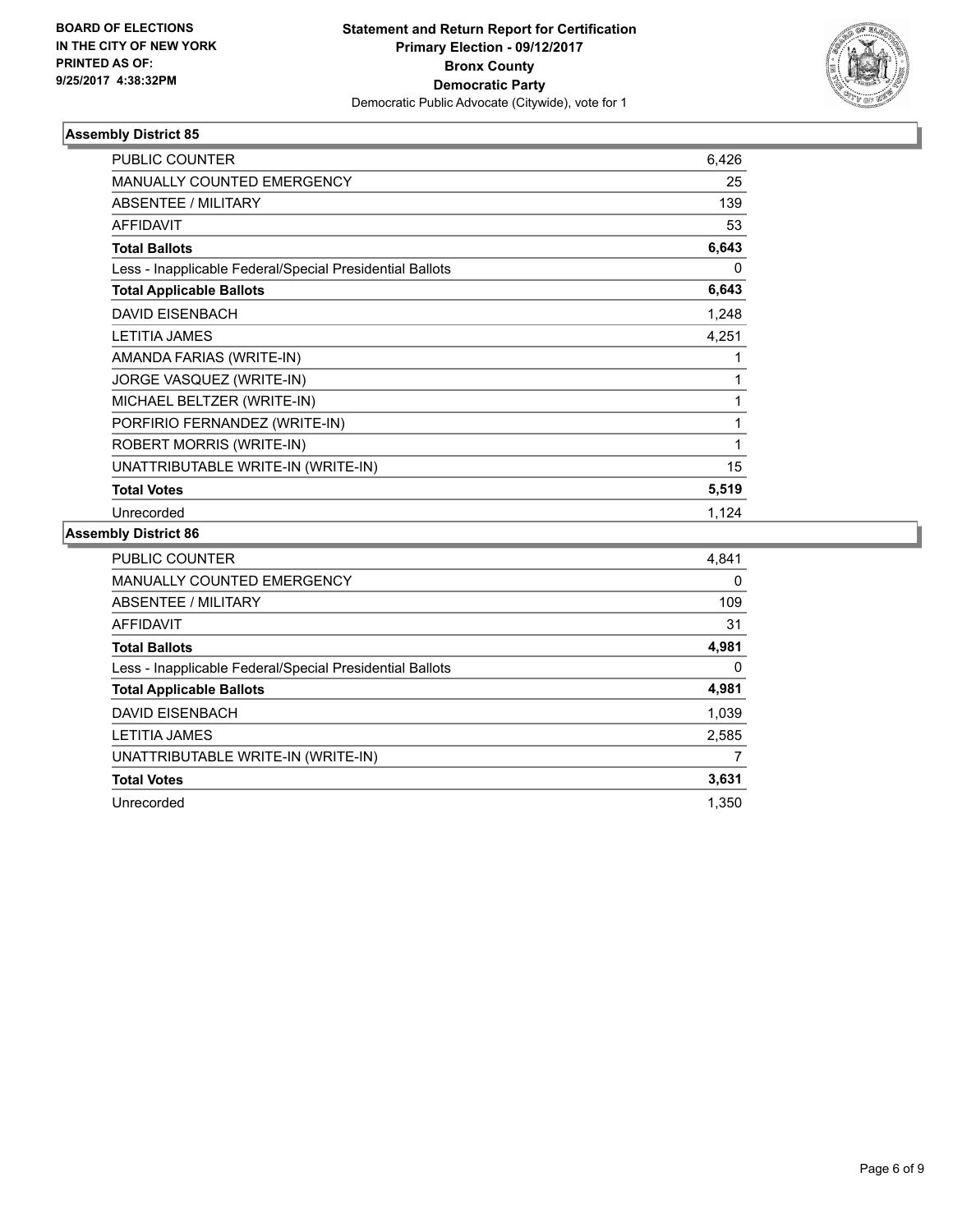BOARD OF ELECTIONS
IN THE CITY OF NEW YORK
PRINTED AS OF:
9/25/2017 4:38:32PM

**Statement and Return Report for Certification**
**Primary Election - 09/12/2017**
**Bronx County**
**Democratic Party**
Democratic Public Advocate (Citywide), vote for 1

### Assembly District 85

| | |
|---|---|
| PUBLIC COUNTER | 6,426 |
| MANUALLY COUNTED EMERGENCY | 25 |
| ABSENTEE / MILITARY | 139 |
| AFFIDAVIT | 53 |
| **Total Ballots** | **6,643** |
| Less - Inapplicable Federal/Special Presidential Ballots | 0 |
| **Total Applicable Ballots** | **6,643** |
| DAVID EISENBACH | 1,248 |
| LETITIA JAMES | 4,251 |
| AMANDA FARIAS (WRITE-IN) | 1 |
| JORGE VASQUEZ (WRITE-IN) | 1 |
| MICHAEL BELTZER (WRITE-IN) | 1 |
| PORFIRIO FERNANDEZ (WRITE-IN) | 1 |
| ROBERT MORRIS (WRITE-IN) | 1 |
| UNATTRIBUTABLE WRITE-IN (WRITE-IN) | 15 |
| **Total Votes** | **5,519** |
| Unrecorded | 1,124 |

### Assembly District 86

| | |
|---|---|
| PUBLIC COUNTER | 4,841 |
| MANUALLY COUNTED EMERGENCY | 0 |
| ABSENTEE / MILITARY | 109 |
| AFFIDAVIT | 31 |
| **Total Ballots** | **4,981** |
| Less - Inapplicable Federal/Special Presidential Ballots | 0 |
| **Total Applicable Ballots** | **4,981** |
| DAVID EISENBACH | 1,039 |
| LETITIA JAMES | 2,585 |
| UNATTRIBUTABLE WRITE-IN (WRITE-IN) | 7 |
| **Total Votes** | **3,631** |
| Unrecorded | 1,350 |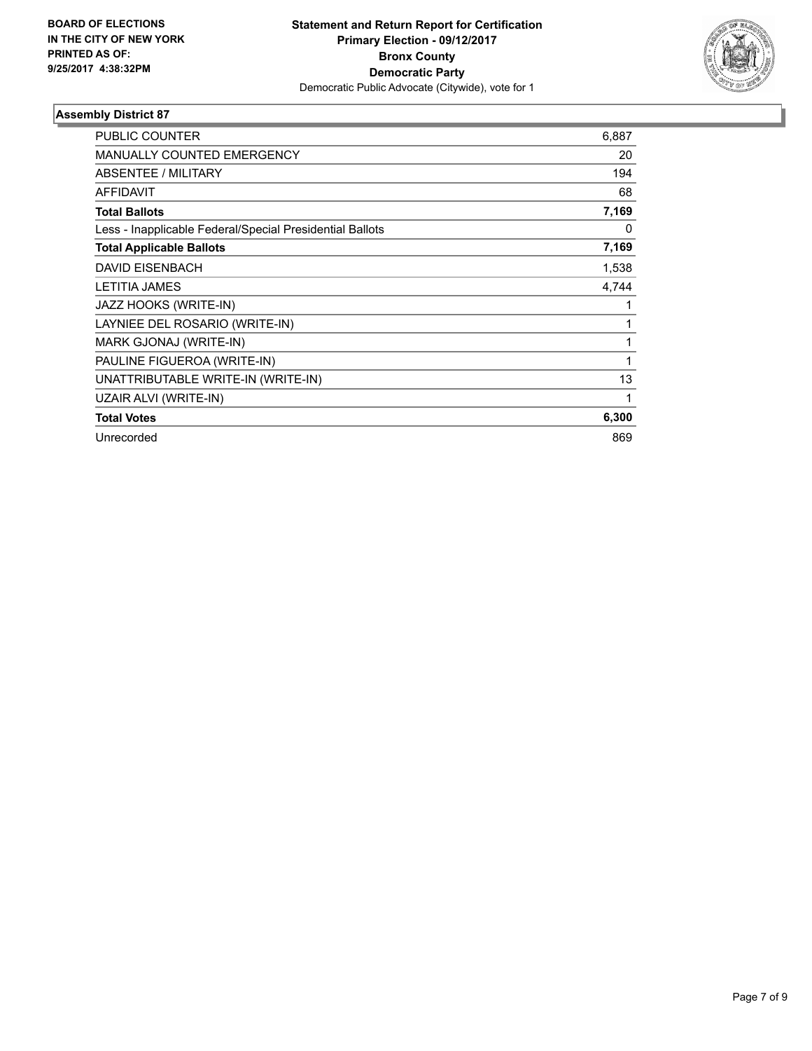**BOARD OF ELECTIONS IN THE CITY OF NEW YORK PRINTED AS OF: 9/25/2017 4:38:32PM**

**Statement and Return Report for Certification**
**Primary Election - 09/12/2017**
**Bronx County**
**Democratic Party**
Democratic Public Advocate (Citywide), vote for 1

### Assembly District 87

| | |
|---|---|
| PUBLIC COUNTER | 6,887 |
| MANUALLY COUNTED EMERGENCY | 20 |
| ABSENTEE / MILITARY | 194 |
| AFFIDAVIT | 68 |
| **Total Ballots** | **7,169** |
| Less - Inapplicable Federal/Special Presidential Ballots | 0 |
| **Total Applicable Ballots** | **7,169** |
| DAVID EISENBACH | 1,538 |
| LETITIA JAMES | 4,744 |
| JAZZ HOOKS (WRITE-IN) | 1 |
| LAYNIEE DEL ROSARIO (WRITE-IN) | 1 |
| MARK GJONAJ (WRITE-IN) | 1 |
| PAULINE FIGUEROA (WRITE-IN) | 1 |
| UNATTRIBUTABLE WRITE-IN (WRITE-IN) | 13 |
| UZAIR ALVI (WRITE-IN) | 1 |
| **Total Votes** | **6,300** |
| Unrecorded | 869 |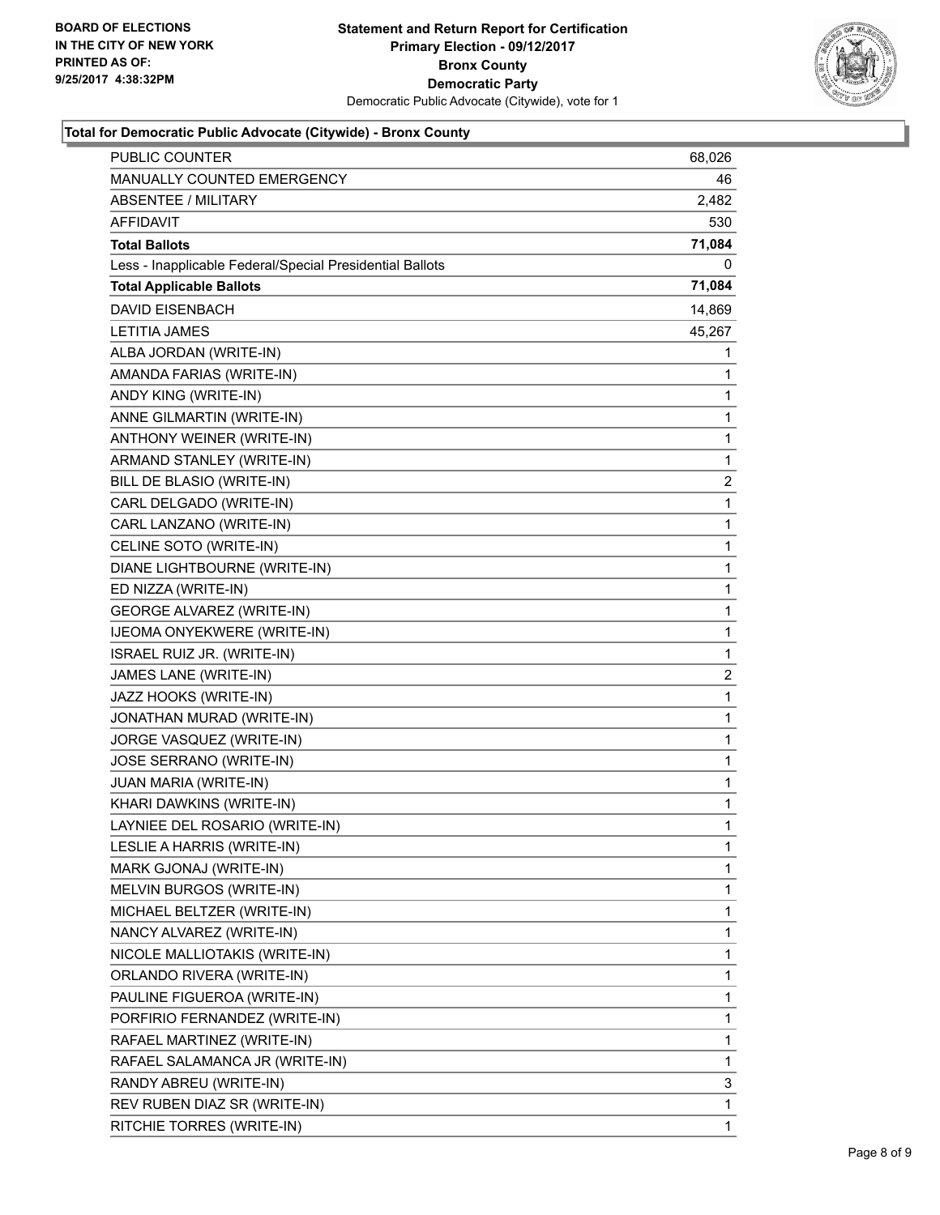BOARD OF ELECTIONS
IN THE CITY OF NEW YORK
PRINTED AS OF:
9/25/2017 4:38:32PM

**Statement and Return Report for Certification**
**Primary Election - 09/12/2017**
**Bronx County**
**Democratic Party**
Democratic Public Advocate (Citywide), vote for 1

### Total for Democratic Public Advocate (Citywide) - Bronx County

| | |
|---|---|
| PUBLIC COUNTER | 68,026 |
| MANUALLY COUNTED EMERGENCY | 46 |
| ABSENTEE / MILITARY | 2,482 |
| AFFIDAVIT | 530 |
| **Total Ballots** | **71,084** |
| Less - Inapplicable Federal/Special Presidential Ballots | 0 |
| **Total Applicable Ballots** | **71,084** |
| DAVID EISENBACH | 14,869 |
| LETITIA JAMES | 45,267 |
| ALBA JORDAN (WRITE-IN) | 1 |
| AMANDA FARIAS (WRITE-IN) | 1 |
| ANDY KING (WRITE-IN) | 1 |
| ANNE GILMARTIN (WRITE-IN) | 1 |
| ANTHONY WEINER (WRITE-IN) | 1 |
| ARMAND STANLEY (WRITE-IN) | 1 |
| BILL DE BLASIO (WRITE-IN) | 2 |
| CARL DELGADO (WRITE-IN) | 1 |
| CARL LANZANO (WRITE-IN) | 1 |
| CELINE SOTO (WRITE-IN) | 1 |
| DIANE LIGHTBOURNE (WRITE-IN) | 1 |
| ED NIZZA (WRITE-IN) | 1 |
| GEORGE ALVAREZ (WRITE-IN) | 1 |
| IJEOMA ONYEKWERE (WRITE-IN) | 1 |
| ISRAEL RUIZ JR. (WRITE-IN) | 1 |
| JAMES LANE (WRITE-IN) | 2 |
| JAZZ HOOKS (WRITE-IN) | 1 |
| JONATHAN MURAD (WRITE-IN) | 1 |
| JORGE VASQUEZ (WRITE-IN) | 1 |
| JOSE SERRANO (WRITE-IN) | 1 |
| JUAN MARIA (WRITE-IN) | 1 |
| KHARI DAWKINS (WRITE-IN) | 1 |
| LAYNIEE DEL ROSARIO (WRITE-IN) | 1 |
| LESLIE A HARRIS (WRITE-IN) | 1 |
| MARK GJONAJ (WRITE-IN) | 1 |
| MELVIN BURGOS (WRITE-IN) | 1 |
| MICHAEL BELTZER (WRITE-IN) | 1 |
| NANCY ALVAREZ (WRITE-IN) | 1 |
| NICOLE MALLIOTAKIS (WRITE-IN) | 1 |
| ORLANDO RIVERA (WRITE-IN) | 1 |
| PAULINE FIGUEROA (WRITE-IN) | 1 |
| PORFIRIO FERNANDEZ (WRITE-IN) | 1 |
| RAFAEL MARTINEZ (WRITE-IN) | 1 |
| RAFAEL SALAMANCA JR (WRITE-IN) | 1 |
| RANDY ABREU (WRITE-IN) | 3 |
| REV RUBEN DIAZ SR (WRITE-IN) | 1 |
| RITCHIE TORRES (WRITE-IN) | 1 |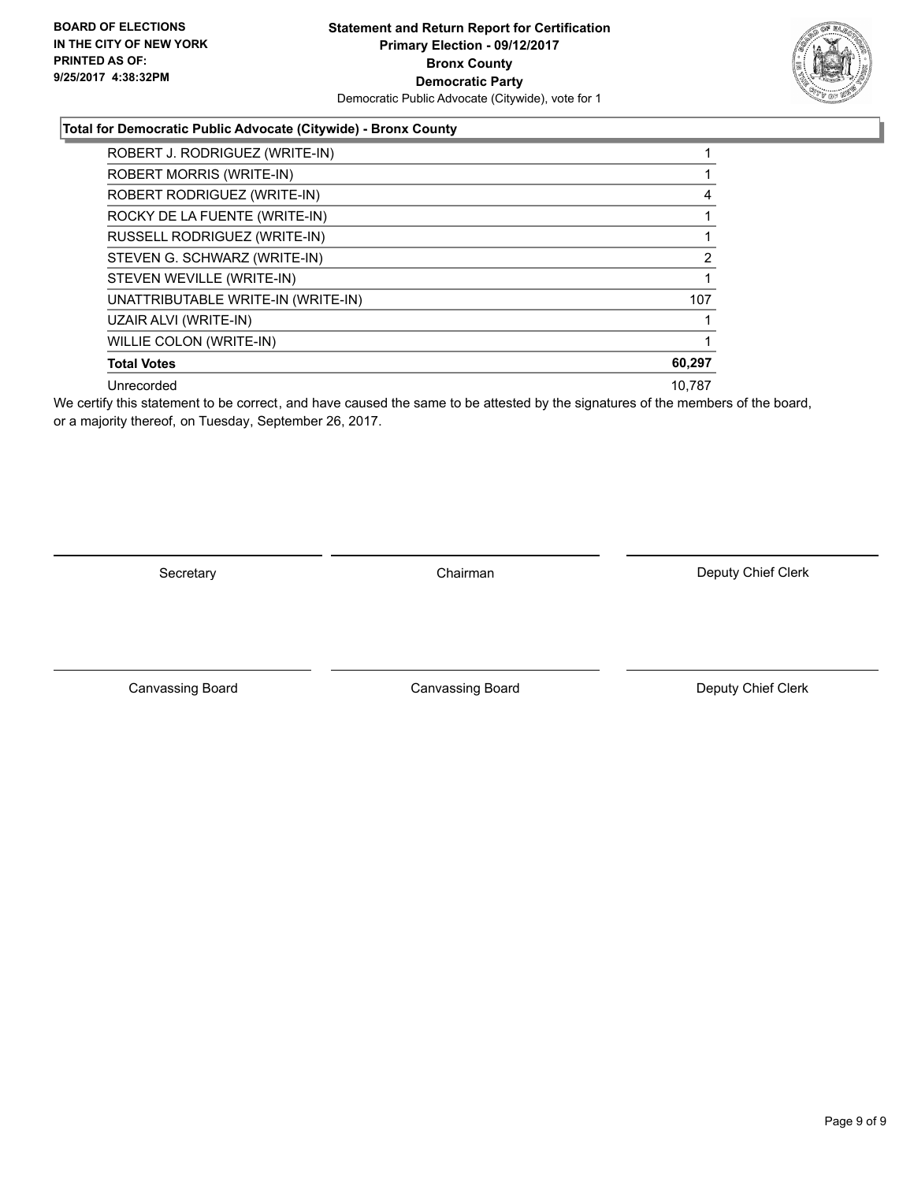**BOARD OF ELECTIONS IN THE CITY OF NEW YORK PRINTED AS OF: 9/25/2017 4:38:32PM**

**Statement and Return Report for Certification**
**Primary Election - 09/12/2017**
**Bronx County**
**Democratic Party**
Democratic Public Advocate (Citywide), vote for 1

### Total for Democratic Public Advocate (Citywide) - Bronx County

| | |
|---|---|
| ROBERT J. RODRIGUEZ (WRITE-IN) | 1 |
| ROBERT MORRIS (WRITE-IN) | 1 |
| ROBERT RODRIGUEZ (WRITE-IN) | 4 |
| ROCKY DE LA FUENTE (WRITE-IN) | 1 |
| RUSSELL RODRIGUEZ (WRITE-IN) | 1 |
| STEVEN G. SCHWARZ (WRITE-IN) | 2 |
| STEVEN WEVILLE (WRITE-IN) | 1 |
| UNATTRIBUTABLE WRITE-IN (WRITE-IN) | 107 |
| UZAIR ALVI (WRITE-IN) | 1 |
| WILLIE COLON (WRITE-IN) | 1 |
| **Total Votes** | **60,297** |
| Unrecorded | 10,787 |

We certify this statement to be correct, and have caused the same to be attested by the signatures of the members of the board, or a majority thereof, on Tuesday, September 26, 2017.

Secretary

Chairman

Deputy Chief Clerk

Canvassing Board

Canvassing Board

Deputy Chief Clerk